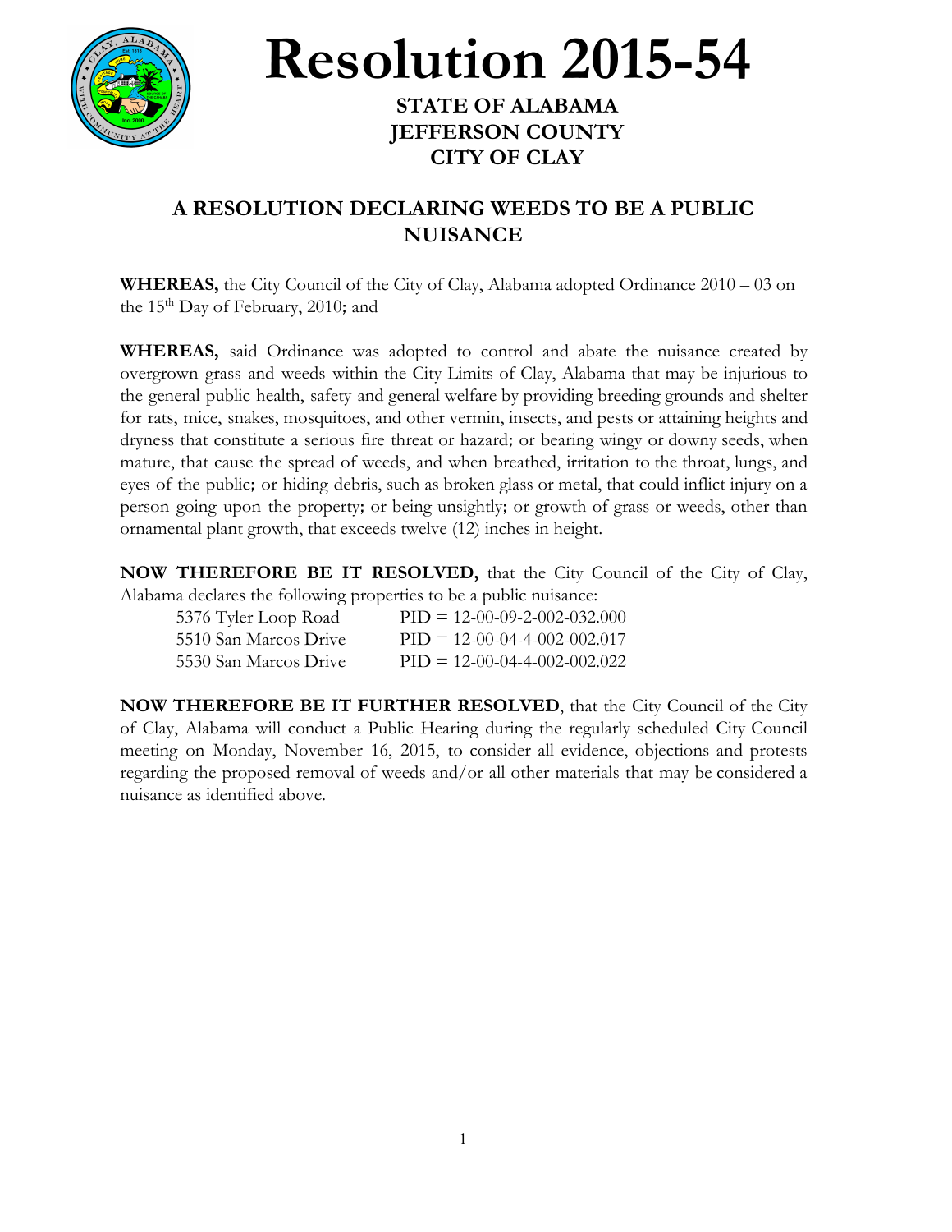# Resolution 2015-54

**STATE OF ALABAMA**
**JEFFERSON COUNTY**
**CITY OF CLAY**

## A RESOLUTION DECLARING WEEDS TO BE A PUBLIC NUISANCE

**WHEREAS,** the City Council of the City of Clay, Alabama adopted Ordinance 2010 – 03 on the 15th Day of February, 2010; and

**WHEREAS,** said Ordinance was adopted to control and abate the nuisance created by overgrown grass and weeds within the City Limits of Clay, Alabama that may be injurious to the general public health, safety and general welfare by providing breeding grounds and shelter for rats, mice, snakes, mosquitoes, and other vermin, insects, and pests or attaining heights and dryness that constitute a serious fire threat or hazard; or bearing wingy or downy seeds, when mature, that cause the spread of weeds, and when breathed, irritation to the throat, lungs, and eyes of the public; or hiding debris, such as broken glass or metal, that could inflict injury on a person going upon the property; or being unsightly; or growth of grass or weeds, other than ornamental plant growth, that exceeds twelve (12) inches in height.

**NOW THEREFORE BE IT RESOLVED,** that the City Council of the City of Clay, Alabama declares the following properties to be a public nuisance:

| | |
|---|---|
| 5376 Tyler Loop Road | PID = 12-00-09-2-002-032.000 |
| 5510 San Marcos Drive | PID = 12-00-04-4-002-002.017 |
| 5530 San Marcos Drive | PID = 12-00-04-4-002-002.022 |

**NOW THEREFORE BE IT FURTHER RESOLVED**, that the City Council of the City of Clay, Alabama will conduct a Public Hearing during the regularly scheduled City Council meeting on Monday, November 16, 2015, to consider all evidence, objections and protests regarding the proposed removal of weeds and/or all other materials that may be considered a nuisance as identified above.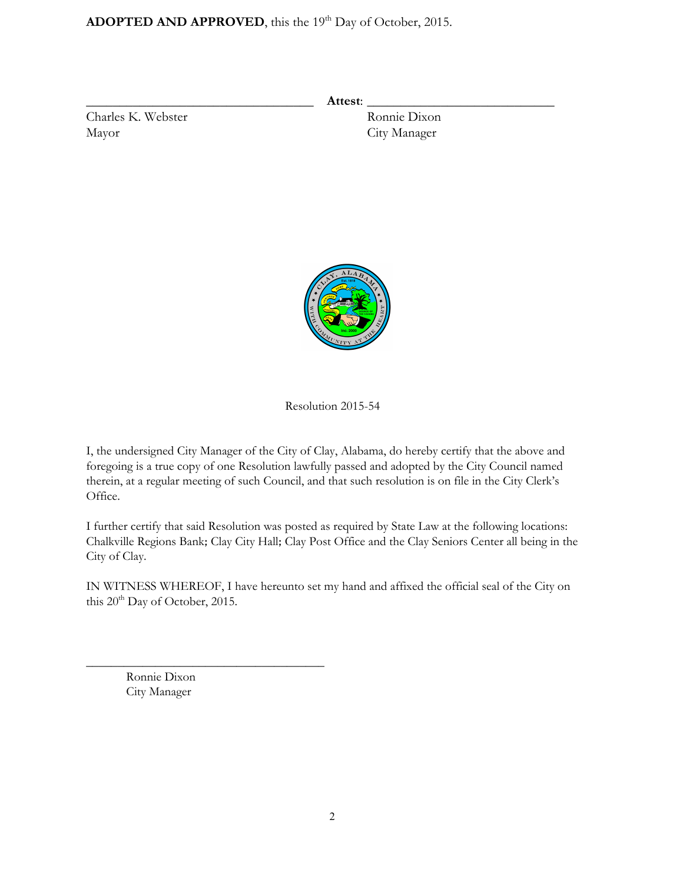**ADOPTED AND APPROVED**, this the 19th Day of October, 2015.

\_\_\_\_\_\_\_\_\_\_\_\_\_\_\_\_\_\_\_\_\_\_\_\_\_\_\_\_\_\_\_\_ **Attest**: \_\_\_\_\_\_\_\_\_\_\_\_\_\_\_\_\_\_\_\_\_\_\_\_\_\_\_\_

Charles K. Webster
Mayor

Ronnie Dixon
City Manager

Resolution 2015-54

I, the undersigned City Manager of the City of Clay, Alabama, do hereby certify that the above and foregoing is a true copy of one Resolution lawfully passed and adopted by the City Council named therein, at a regular meeting of such Council, and that such resolution is on file in the City Clerk's Office.

I further certify that said Resolution was posted as required by State Law at the following locations: Chalkville Regions Bank; Clay City Hall; Clay Post Office and the Clay Seniors Center all being in the City of Clay.

IN WITNESS WHEREOF, I have hereunto set my hand and affixed the official seal of the City on this 20th Day of October, 2015.

\_\_\_\_\_\_\_\_\_\_\_\_\_\_\_\_\_\_\_\_\_\_\_\_\_\_\_\_\_\_\_\_\_\_

Ronnie Dixon
City Manager